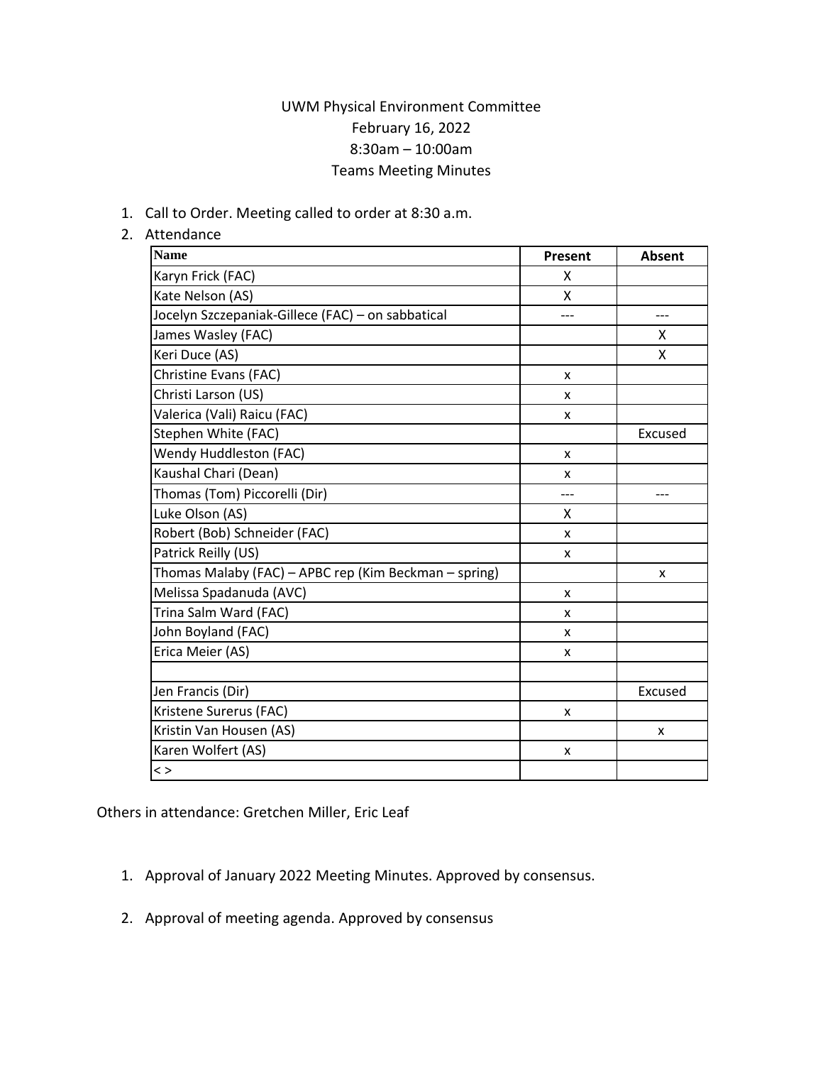UWM Physical Environment Committee
February 16, 2022
8:30am – 10:00am
Teams Meeting Minutes

1. Call to Order. Meeting called to order at 8:30 a.m.
2. Attendance

| Name | Present | Absent |
|---|---|---|
| Karyn Frick (FAC) | X | |
| Kate Nelson (AS) | X | |
| Jocelyn Szczepaniak-Gillece (FAC) – on sabbatical | --- | --- |
| James Wasley (FAC) | | X |
| Keri Duce (AS) | | X |
| Christine Evans (FAC) | x | |
| Christi Larson (US) | x | |
| Valerica (Vali) Raicu (FAC) | x | |
| Stephen White (FAC) | | Excused |
| Wendy Huddleston (FAC) | x | |
| Kaushal Chari (Dean) | x | |
| Thomas (Tom) Piccorelli (Dir) | --- | --- |
| Luke Olson (AS) | X | |
| Robert (Bob) Schneider (FAC) | x | |
| Patrick Reilly (US) | x | |
| Thomas Malaby (FAC) – APBC rep (Kim Beckman – spring) | | x |
| Melissa Spadanuda (AVC) | x | |
| Trina Salm Ward (FAC) | x | |
| John Boyland (FAC) | x | |
| Erica Meier (AS) | x | |
| | | |
| Jen Francis (Dir) | | Excused |
| Kristene Surerus (FAC) | x | |
| Kristin Van Housen (AS) | | x |
| Karen Wolfert (AS) | x | |
| < > | | |

Others in attendance: Gretchen Miller, Eric Leaf

1. Approval of January 2022 Meeting Minutes. Approved by consensus.

2. Approval of meeting agenda. Approved by consensus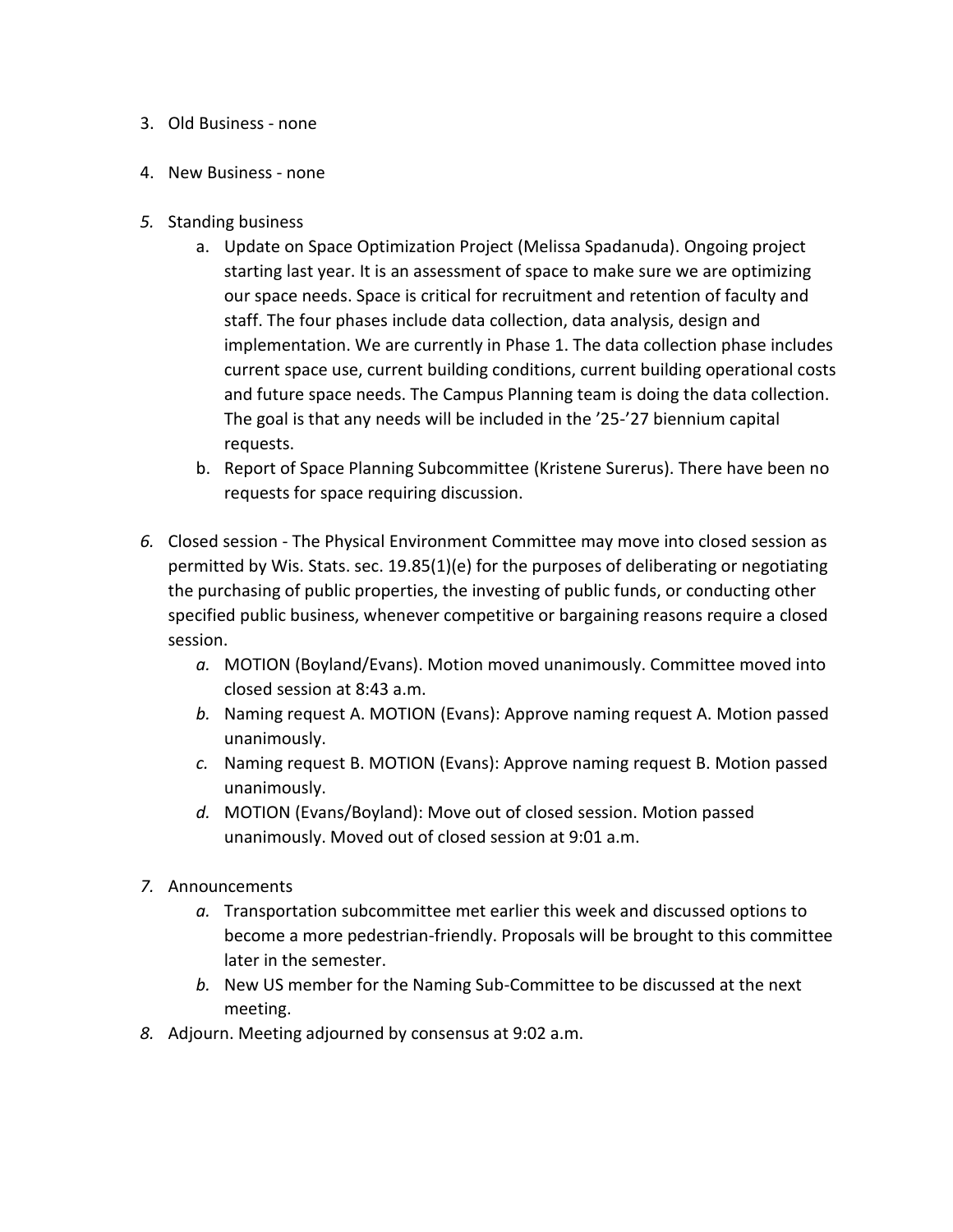3. Old Business - none

4. New Business - none

5. Standing business

   a. Update on Space Optimization Project (Melissa Spadanuda). Ongoing project starting last year. It is an assessment of space to make sure we are optimizing our space needs. Space is critical for recruitment and retention of faculty and staff. The four phases include data collection, data analysis, design and implementation. We are currently in Phase 1. The data collection phase includes current space use, current building conditions, current building operational costs and future space needs. The Campus Planning team is doing the data collection. The goal is that any needs will be included in the '25-'27 biennium capital requests.

   b. Report of Space Planning Subcommittee (Kristene Surerus). There have been no requests for space requiring discussion.

6. Closed session - The Physical Environment Committee may move into closed session as permitted by Wis. Stats. sec. 19.85(1)(e) for the purposes of deliberating or negotiating the purchasing of public properties, the investing of public funds, or conducting other specified public business, whenever competitive or bargaining reasons require a closed session.

   a. MOTION (Boyland/Evans). Motion moved unanimously. Committee moved into closed session at 8:43 a.m.

   b. Naming request A. MOTION (Evans): Approve naming request A. Motion passed unanimously.

   c. Naming request B. MOTION (Evans): Approve naming request B. Motion passed unanimously.

   d. MOTION (Evans/Boyland): Move out of closed session. Motion passed unanimously. Moved out of closed session at 9:01 a.m.

7. Announcements

   a. Transportation subcommittee met earlier this week and discussed options to become a more pedestrian-friendly. Proposals will be brought to this committee later in the semester.

   b. New US member for the Naming Sub-Committee to be discussed at the next meeting.

8. Adjourn. Meeting adjourned by consensus at 9:02 a.m.